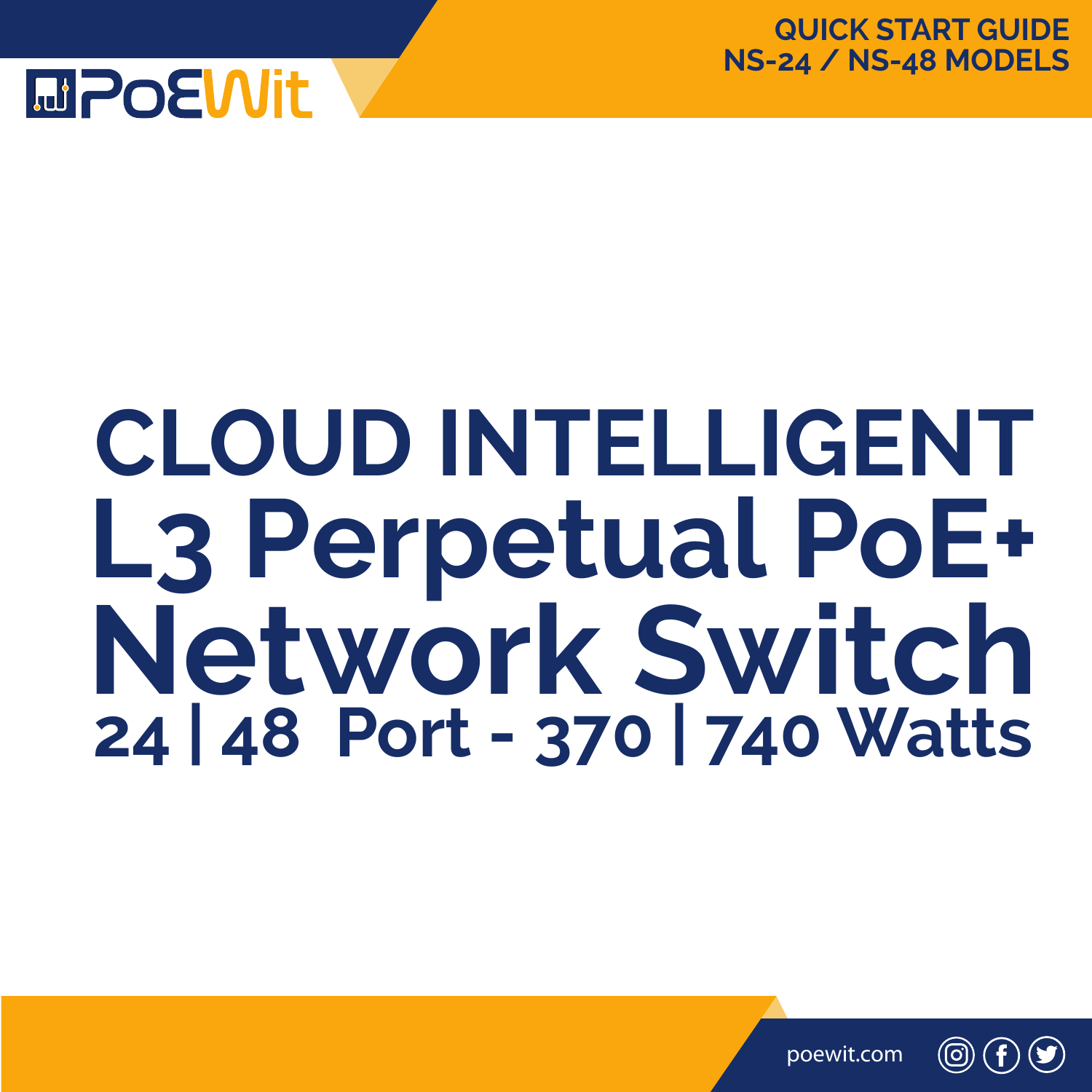**QUICK START GUIDE**
**NS-24 / NS-48 MODELS**

# CLOUD INTELLIGENT
# L3 Perpetual PoE+
# Network Switch
## 24 | 48 Port - 370 | 740 Watts

poewit.com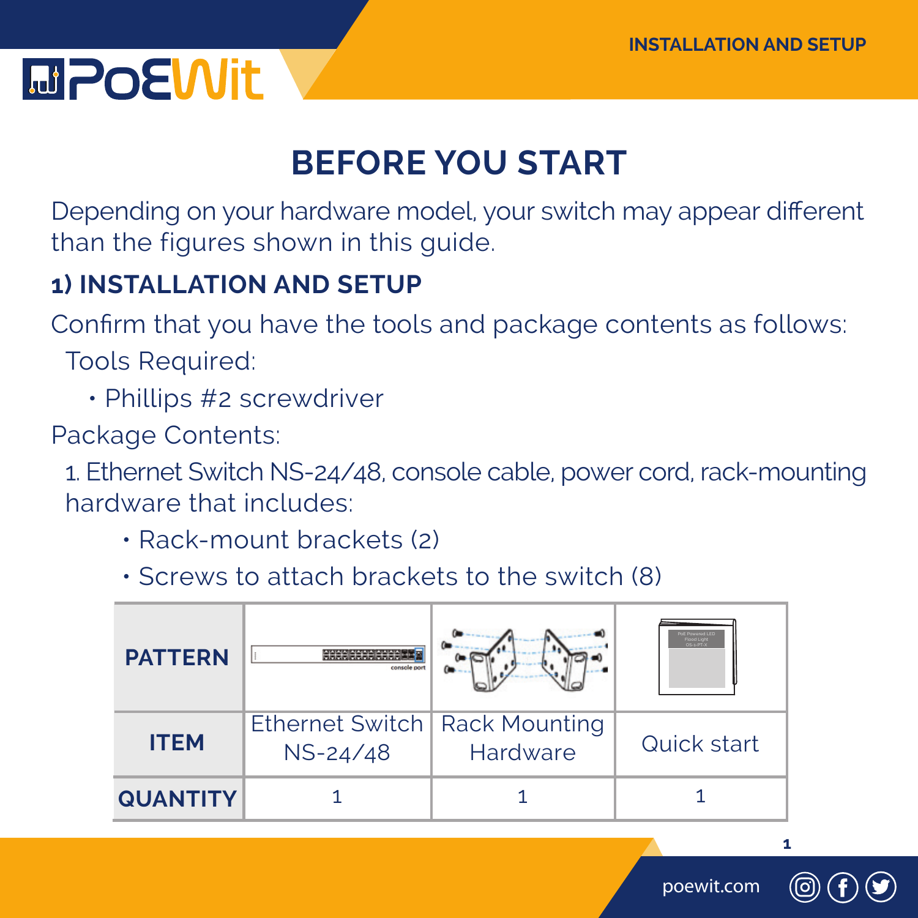# BEFORE YOU START

Depending on your hardware model, your switch may appear different than the figures shown in this guide.

## 1) INSTALLATION AND SETUP

Confirm that you have the tools and package contents as follows:

Tools Required:

- Phillips #2 screwdriver

Package Contents:

1. Ethernet Switch NS-24/48, console cable, power cord, rack-mounting hardware that includes:
   - Rack-mount brackets (2)
   - Screws to attach brackets to the switch (8)

| PATTERN | | | |
|---|---|---|---|
| ITEM | Ethernet Switch NS-24/48 | Rack Mounting Hardware | Quick start |
| QUANTITY | 1 | 1 | 1 |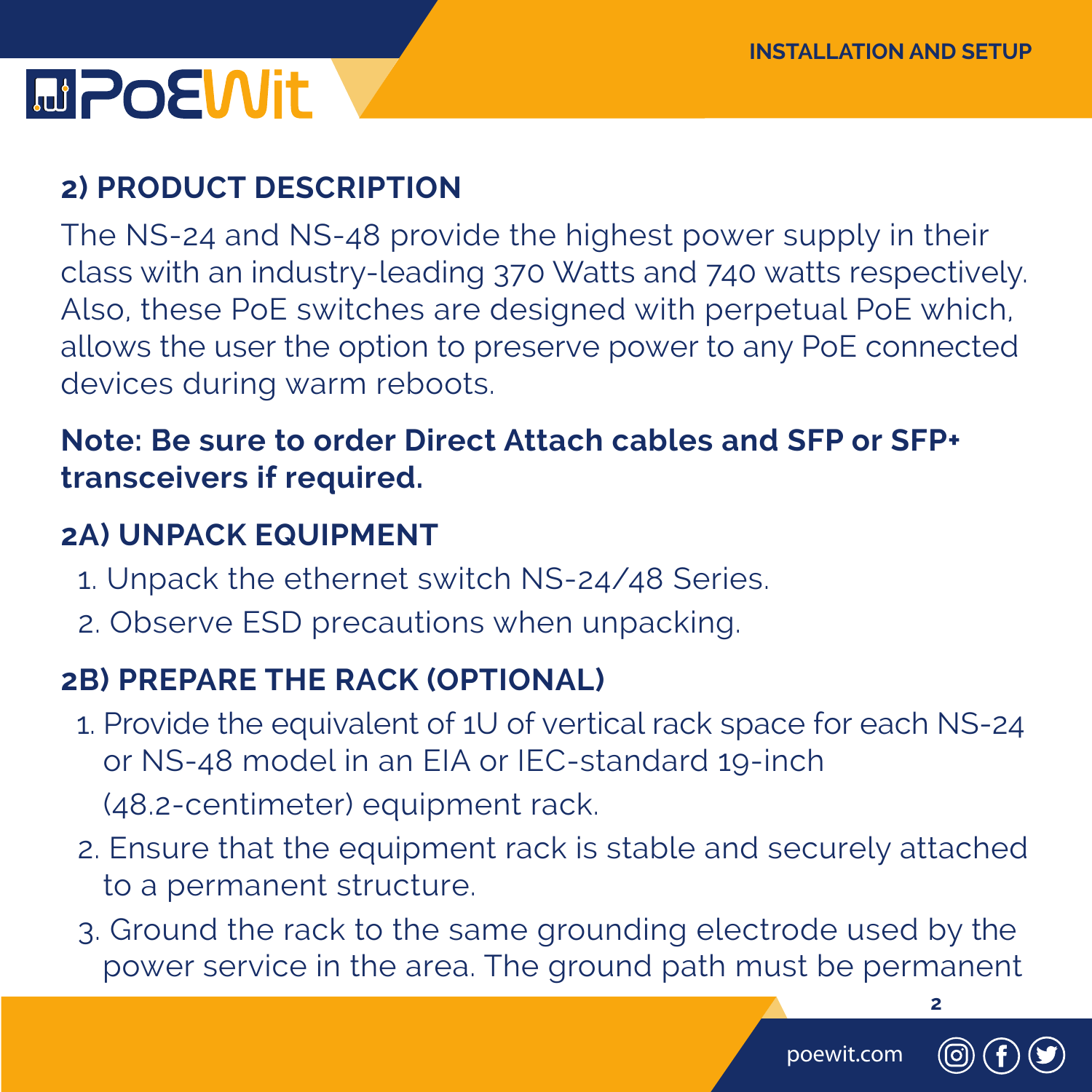## 2) PRODUCT DESCRIPTION

The NS-24 and NS-48 provide the highest power supply in their class with an industry-leading 370 Watts and 740 watts respectively. Also, these PoE switches are designed with perpetual PoE which, allows the user the option to preserve power to any PoE connected devices during warm reboots.

**Note: Be sure to order Direct Attach cables and SFP or SFP+ transceivers if required.**

### 2A) UNPACK EQUIPMENT

1. Unpack the ethernet switch NS-24/48 Series.
2. Observe ESD precautions when unpacking.

### 2B) PREPARE THE RACK (OPTIONAL)

1. Provide the equivalent of 1U of vertical rack space for each NS-24 or NS-48 model in an EIA or IEC-standard 19-inch (48.2-centimeter) equipment rack.
2. Ensure that the equipment rack is stable and securely attached to a permanent structure.
3. Ground the rack to the same grounding electrode used by the power service in the area. The ground path must be permanent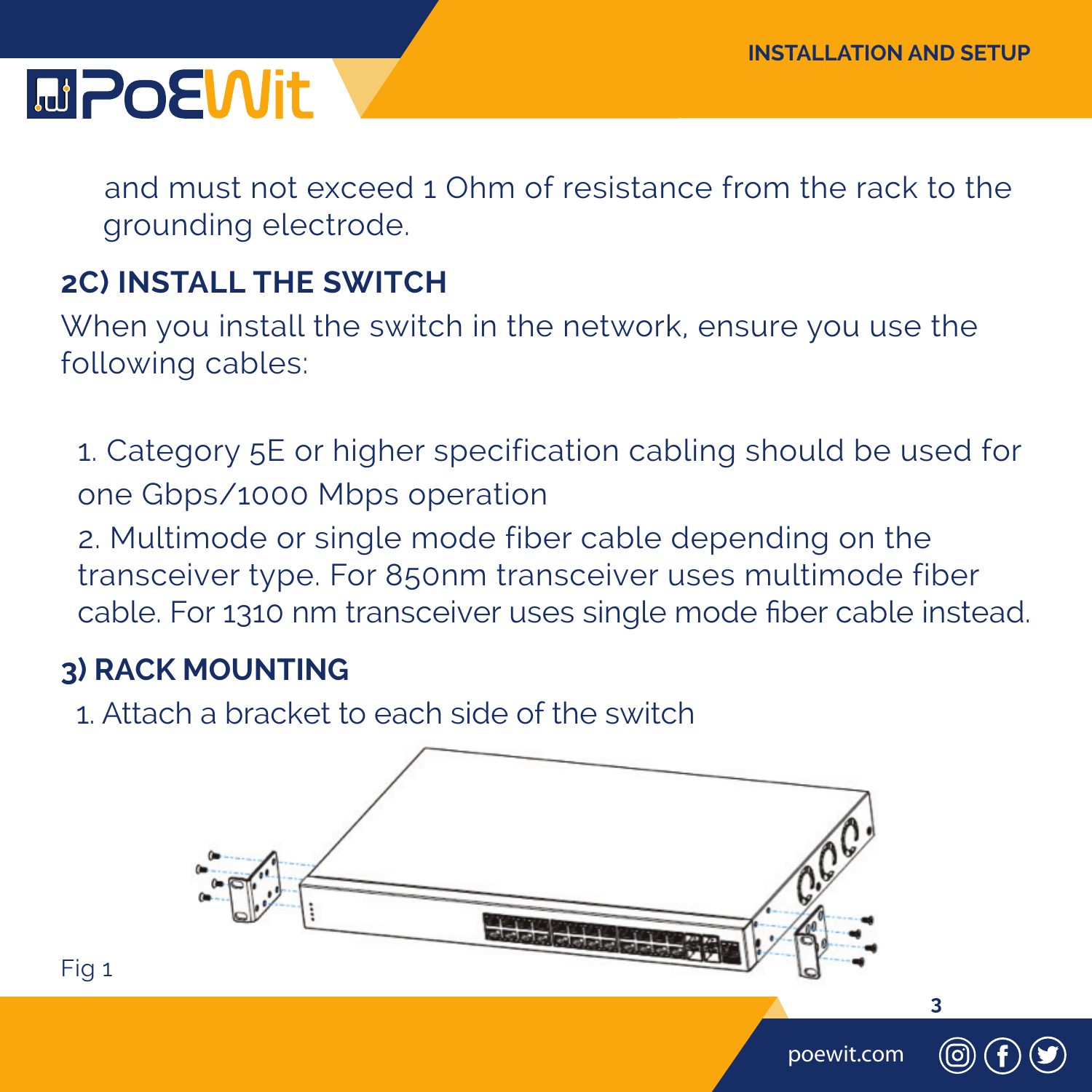and must not exceed 1 Ohm of resistance from the rack to the grounding electrode.

## 2C) INSTALL THE SWITCH

When you install the switch in the network, ensure you use the following cables:

1. Category 5E or higher specification cabling should be used for one Gbps/1000 Mbps operation
2. Multimode or single mode fiber cable depending on the transceiver type. For 850nm transceiver uses multimode fiber cable. For 1310 nm transceiver uses single mode fiber cable instead.

## 3) RACK MOUNTING

1. Attach a bracket to each side of the switch

Fig 1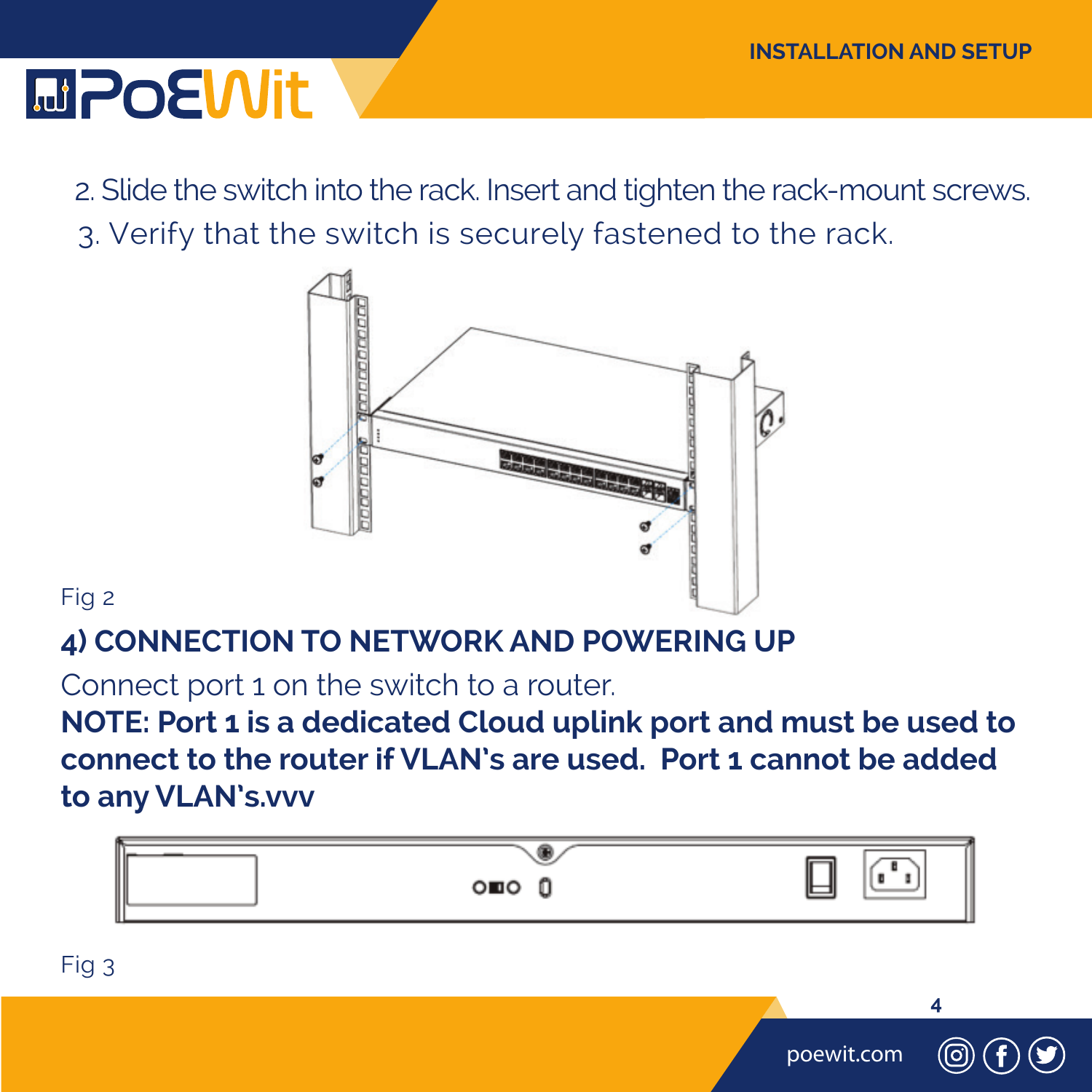2. Slide the switch into the rack. Insert and tighten the rack-mount screws.
3. Verify that the switch is securely fastened to the rack.

Fig 2

## 4) CONNECTION TO NETWORK AND POWERING UP

Connect port 1 on the switch to a router.

**NOTE: Port 1 is a dedicated Cloud uplink port and must be used to connect to the router if VLAN's are used. Port 1 cannot be added to any VLAN's.vvv**

Fig 3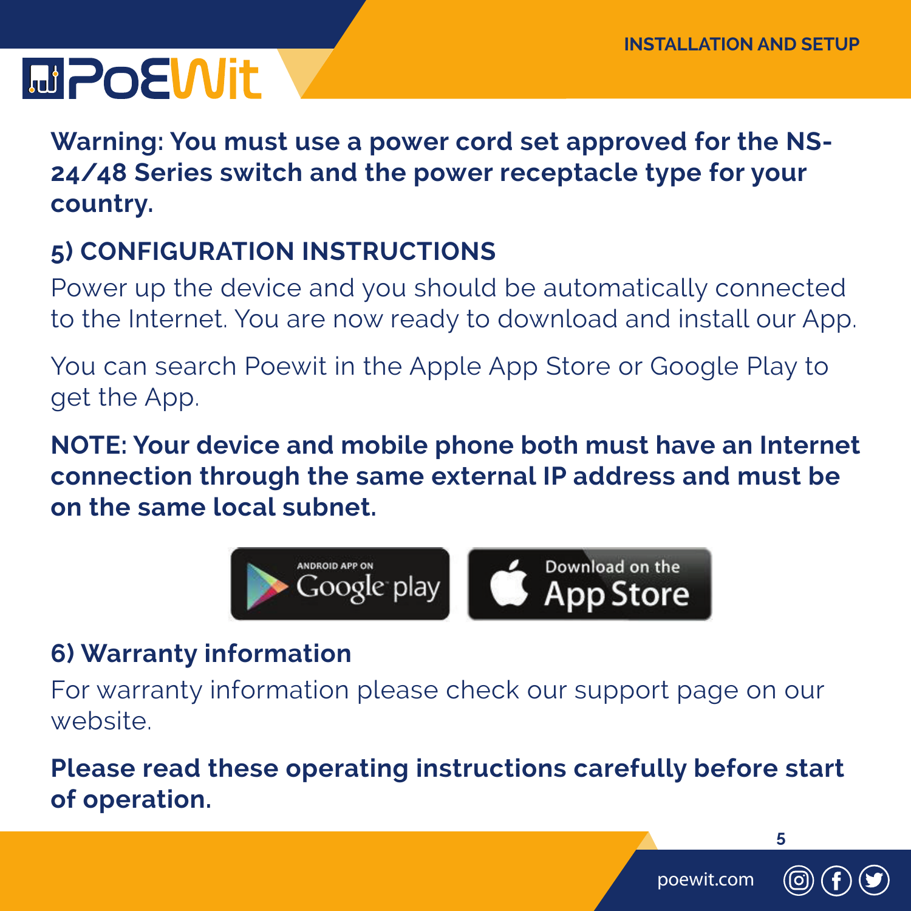**Warning: You must use a power cord set approved for the NS-24/48 Series switch and the power receptacle type for your country.**

## 5) CONFIGURATION INSTRUCTIONS

Power up the device and you should be automatically connected to the Internet. You are now ready to download and install our App.

You can search Poewit in the Apple App Store or Google Play to get the App.

**NOTE: Your device and mobile phone both must have an Internet connection through the same external IP address and must be on the same local subnet.**

ANDROID APP ON Google play

Download on the App Store

## 6) Warranty information

For warranty information please check our support page on our website.

**Please read these operating instructions carefully before start of operation.**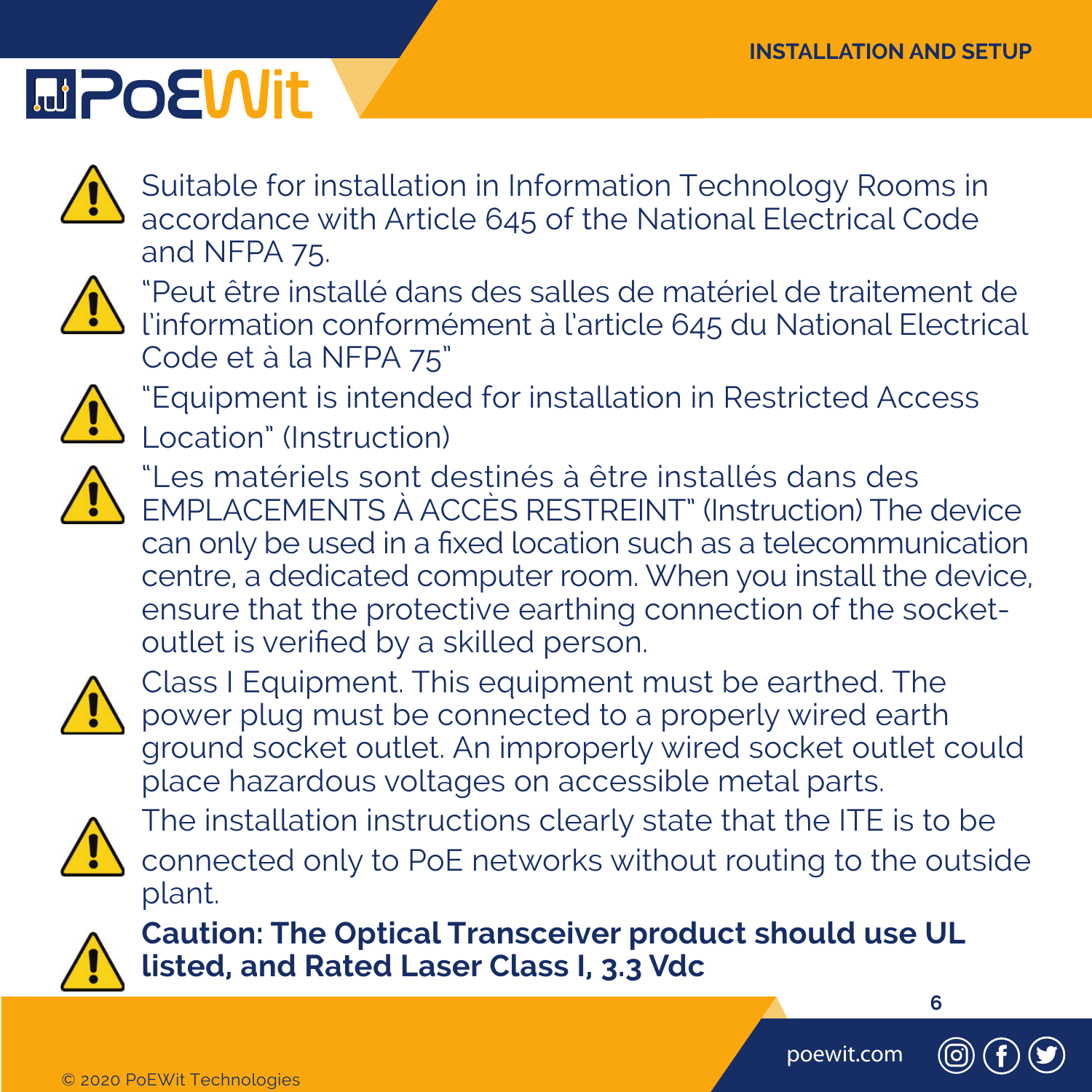Suitable for installation in Information Technology Rooms in accordance with Article 645 of the National Electrical Code and NFPA 75.

"Peut être installé dans des salles de matériel de traitement de l'information conformément à l'article 645 du National Electrical Code et à la NFPA 75"

"Equipment is intended for installation in Restricted Access Location" (Instruction)

"Les matériels sont destinés à être installés dans des EMPLACEMENTS À ACCÈS RESTREINT" (Instruction) The device can only be used in a fixed location such as a telecommunication centre, a dedicated computer room. When you install the device, ensure that the protective earthing connection of the socket-outlet is verified by a skilled person.

Class I Equipment. This equipment must be earthed. The power plug must be connected to a properly wired earth ground socket outlet. An improperly wired socket outlet could place hazardous voltages on accessible metal parts.

The installation instructions clearly state that the ITE is to be connected only to PoE networks without routing to the outside plant.

**Caution: The Optical Transceiver product should use UL listed, and Rated Laser Class I, 3.3 Vdc**

poewit.com

© 2020 PoEWit Technologies